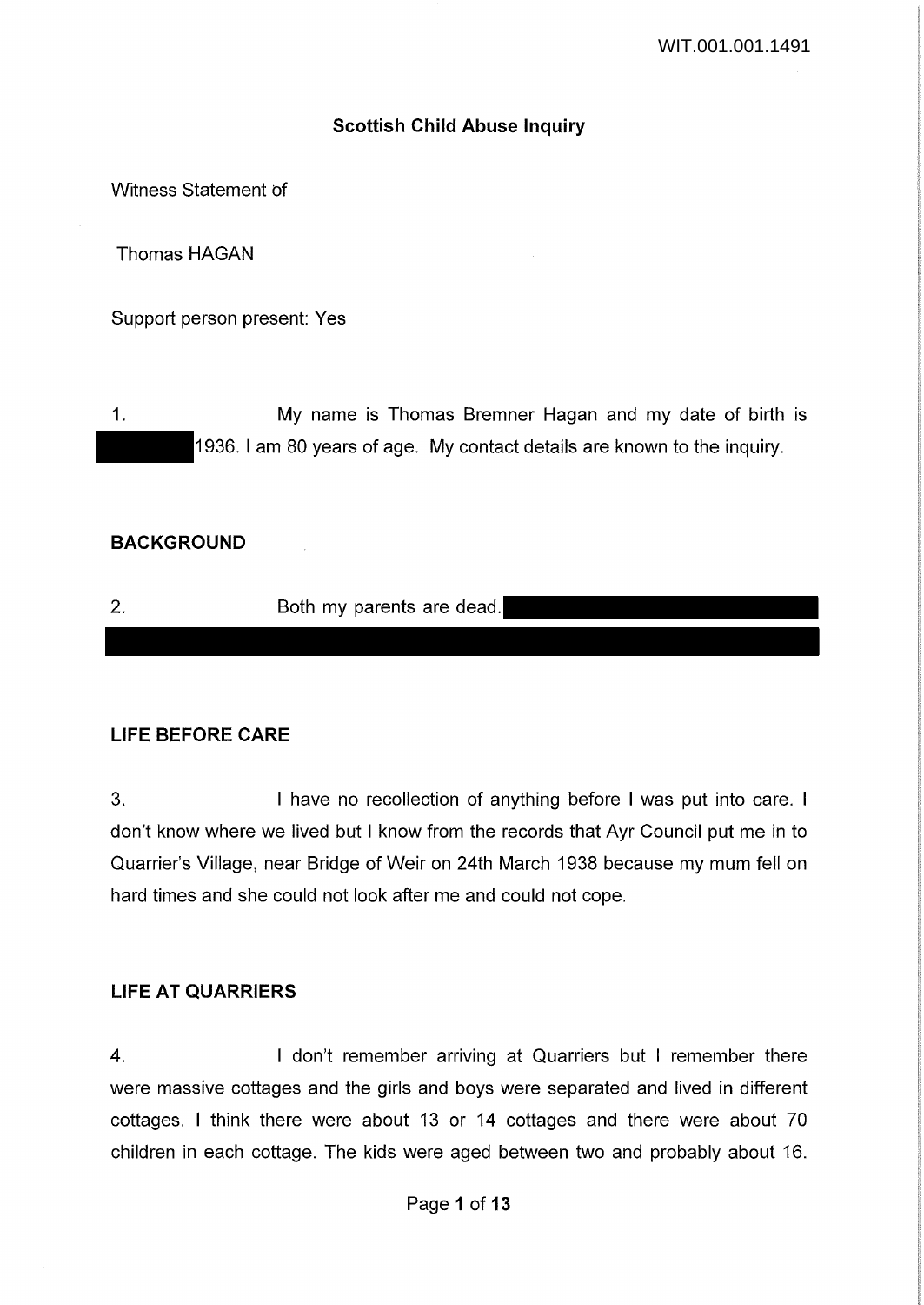# Scottish Child Abuse Inquiry

Witness Statement of

Thomas HAGAN

Support person present: Yes

1. My name is Thomas Bremner Hagan and my date of birth is [REDACTED] 1936. I am 80 years of age. My contact details are known to the inquiry.

## BACKGROUND

2. Both my parents are dead. [REDACTED]

## LIFE BEFORE CARE

3. I have no recollection of anything before I was put into care. I don't know where we lived but I know from the records that Ayr Council put me in to Quarrier's Village, near Bridge of Weir on 24th March 1938 because my mum fell on hard times and she could not look after me and could not cope.

## LIFE AT QUARRIERS

4. I don't remember arriving at Quarriers but I remember there were massive cottages and the girls and boys were separated and lived in different cottages. I think there were about 13 or 14 cottages and there were about 70 children in each cottage. The kids were aged between two and probably about 16.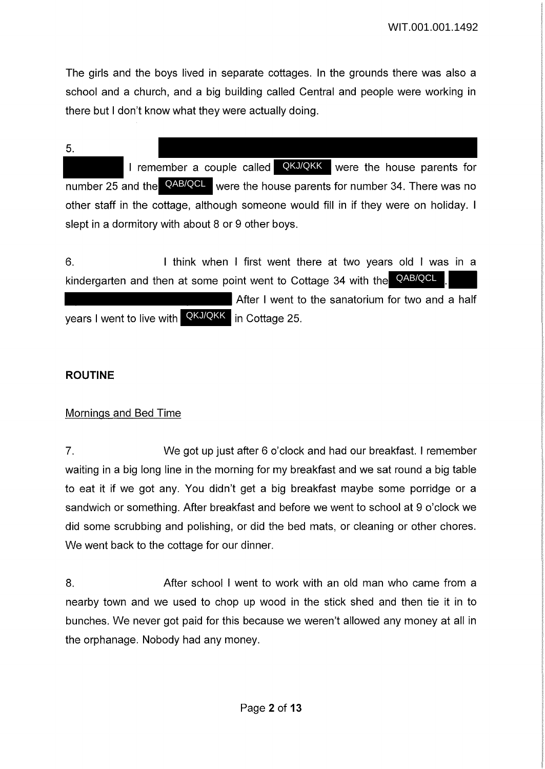The girls and the boys lived in separate cottages. In the grounds there was also a school and a church, and a big building called Central and people were working in there but I don't know what they were actually doing.

5. I remember a couple called QKJ/QKK were the house parents for number 25 and the QAB/QCL were the house parents for number 34. There was no other staff in the cottage, although someone would fill in if they were on holiday. I slept in a dormitory with about 8 or 9 other boys.

6. I think when I first went there at two years old I was in a kindergarten and then at some point went to Cottage 34 with the QAB/QCL. After I went to the sanatorium for two and a half years I went to live with QKJ/QKK in Cottage 25.

## ROUTINE

### Mornings and Bed Time

7. We got up just after 6 o'clock and had our breakfast. I remember waiting in a big long line in the morning for my breakfast and we sat round a big table to eat it if we got any. You didn't get a big breakfast maybe some porridge or a sandwich or something. After breakfast and before we went to school at 9 o'clock we did some scrubbing and polishing, or did the bed mats, or cleaning or other chores. We went back to the cottage for our dinner.

8. After school I went to work with an old man who came from a nearby town and we used to chop up wood in the stick shed and then tie it in to bunches. We never got paid for this because we weren't allowed any money at all in the orphanage. Nobody had any money.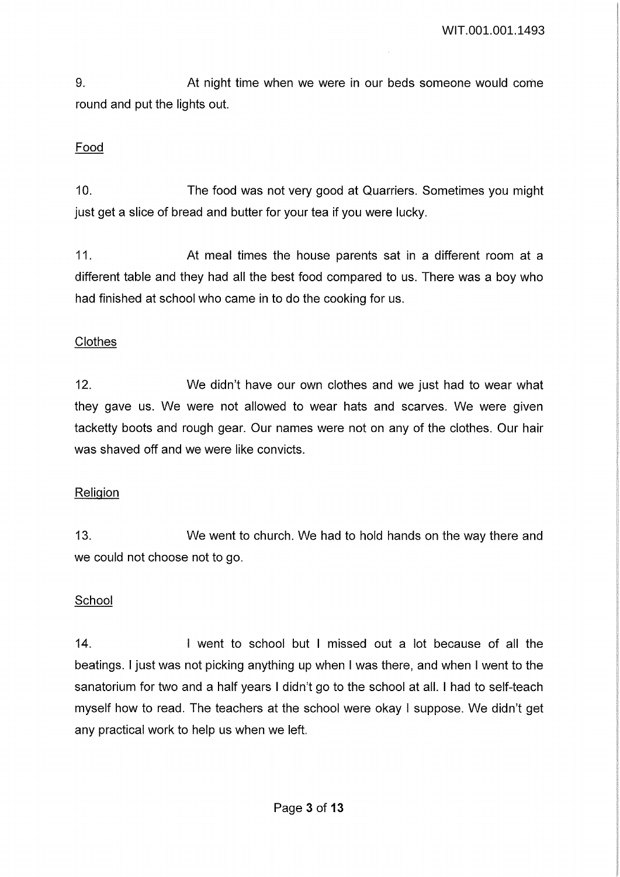9. At night time when we were in our beds someone would come round and put the lights out.

Food

10. The food was not very good at Quarriers. Sometimes you might just get a slice of bread and butter for your tea if you were lucky.

11. At meal times the house parents sat in a different room at a different table and they had all the best food compared to us. There was a boy who had finished at school who came in to do the cooking for us.

Clothes

12. We didn't have our own clothes and we just had to wear what they gave us. We were not allowed to wear hats and scarves. We were given tacketty boots and rough gear. Our names were not on any of the clothes. Our hair was shaved off and we were like convicts.

Religion

13. We went to church. We had to hold hands on the way there and we could not choose not to go.

School

14. I went to school but I missed out a lot because of all the beatings. I just was not picking anything up when I was there, and when I went to the sanatorium for two and a half years I didn't go to the school at all. I had to self-teach myself how to read. The teachers at the school were okay I suppose. We didn't get any practical work to help us when we left.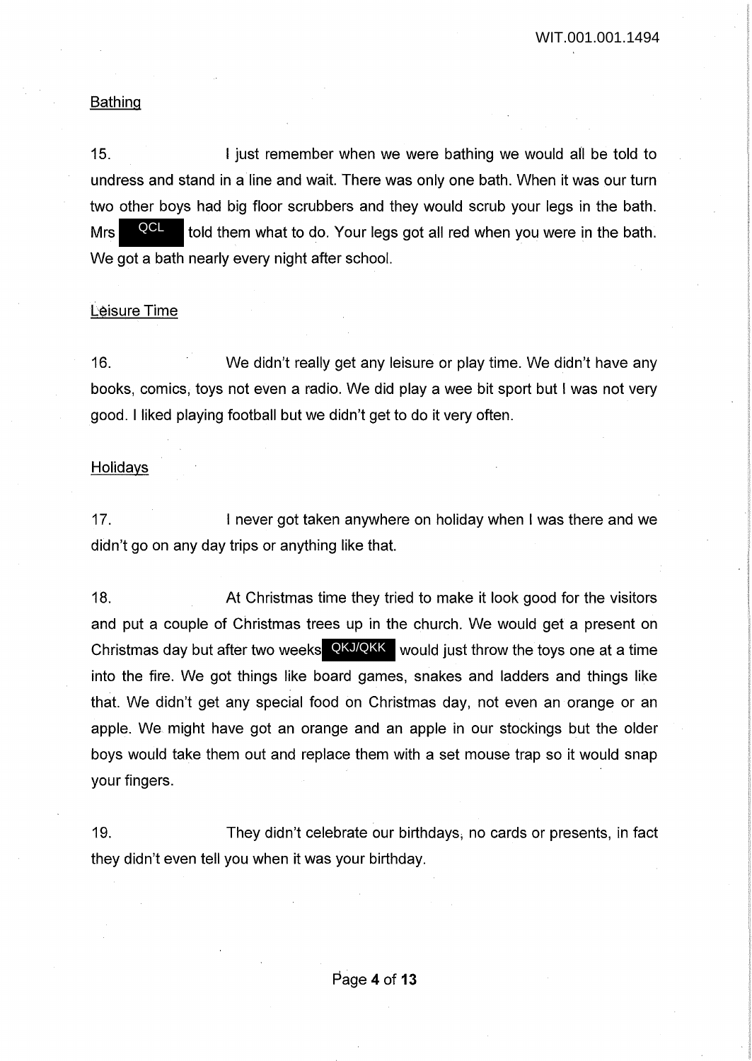WIT.001.001.1494

Bathing

15. I just remember when we were bathing we would all be told to undress and stand in a line and wait. There was only one bath. When it was our turn two other boys had big floor scrubbers and they would scrub your legs in the bath. Mrs QCL told them what to do. Your legs got all red when you were in the bath. We got a bath nearly every night after school.

Leisure Time

16. We didn't really get any leisure or play time. We didn't have any books, comics, toys not even a radio. We did play a wee bit sport but I was not very good. I liked playing football but we didn't get to do it very often.

Holidays

17. I never got taken anywhere on holiday when I was there and we didn't go on any day trips or anything like that.

18. At Christmas time they tried to make it look good for the visitors and put a couple of Christmas trees up in the church. We would get a present on Christmas day but after two weeks QKJ/QKK would just throw the toys one at a time into the fire. We got things like board games, snakes and ladders and things like that. We didn't get any special food on Christmas day, not even an orange or an apple. We might have got an orange and an apple in our stockings but the older boys would take them out and replace them with a set mouse trap so it would snap your fingers.

19. They didn't celebrate our birthdays, no cards or presents, in fact they didn't even tell you when it was your birthday.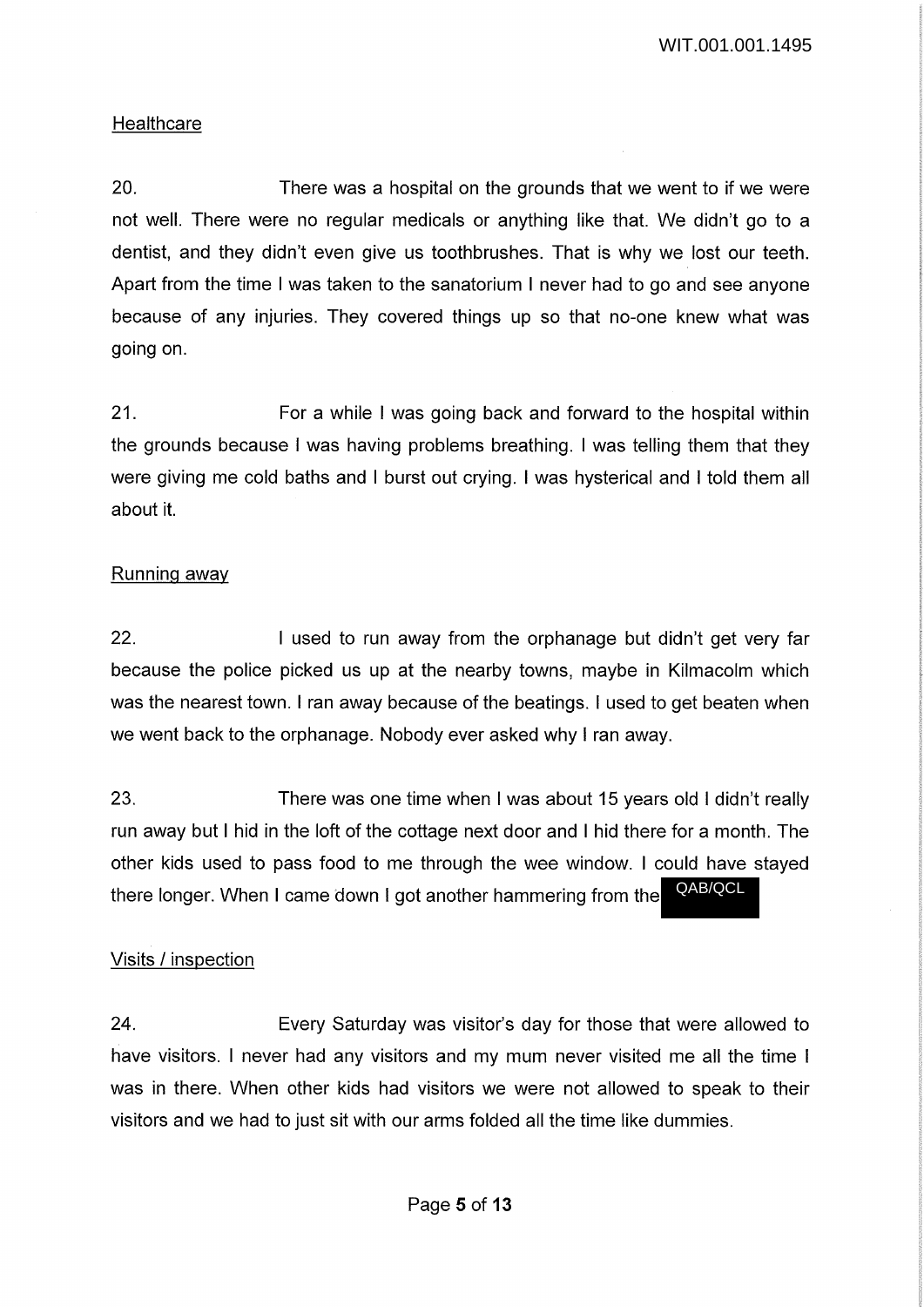Healthcare

20. There was a hospital on the grounds that we went to if we were not well. There were no regular medicals or anything like that. We didn't go to a dentist, and they didn't even give us toothbrushes. That is why we lost our teeth. Apart from the time I was taken to the sanatorium I never had to go and see anyone because of any injuries. They covered things up so that no-one knew what was going on.

21. For a while I was going back and forward to the hospital within the grounds because I was having problems breathing. I was telling them that they were giving me cold baths and I burst out crying. I was hysterical and I told them all about it.

Running away

22. I used to run away from the orphanage but didn't get very far because the police picked us up at the nearby towns, maybe in Kilmacolm which was the nearest town. I ran away because of the beatings. I used to get beaten when we went back to the orphanage. Nobody ever asked why I ran away.

23. There was one time when I was about 15 years old I didn't really run away but I hid in the loft of the cottage next door and I hid there for a month. The other kids used to pass food to me through the wee window. I could have stayed there longer. When I came down I got another hammering from the QAB/QCL

Visits / inspection

24. Every Saturday was visitor's day for those that were allowed to have visitors. I never had any visitors and my mum never visited me all the time I was in there. When other kids had visitors we were not allowed to speak to their visitors and we had to just sit with our arms folded all the time like dummies.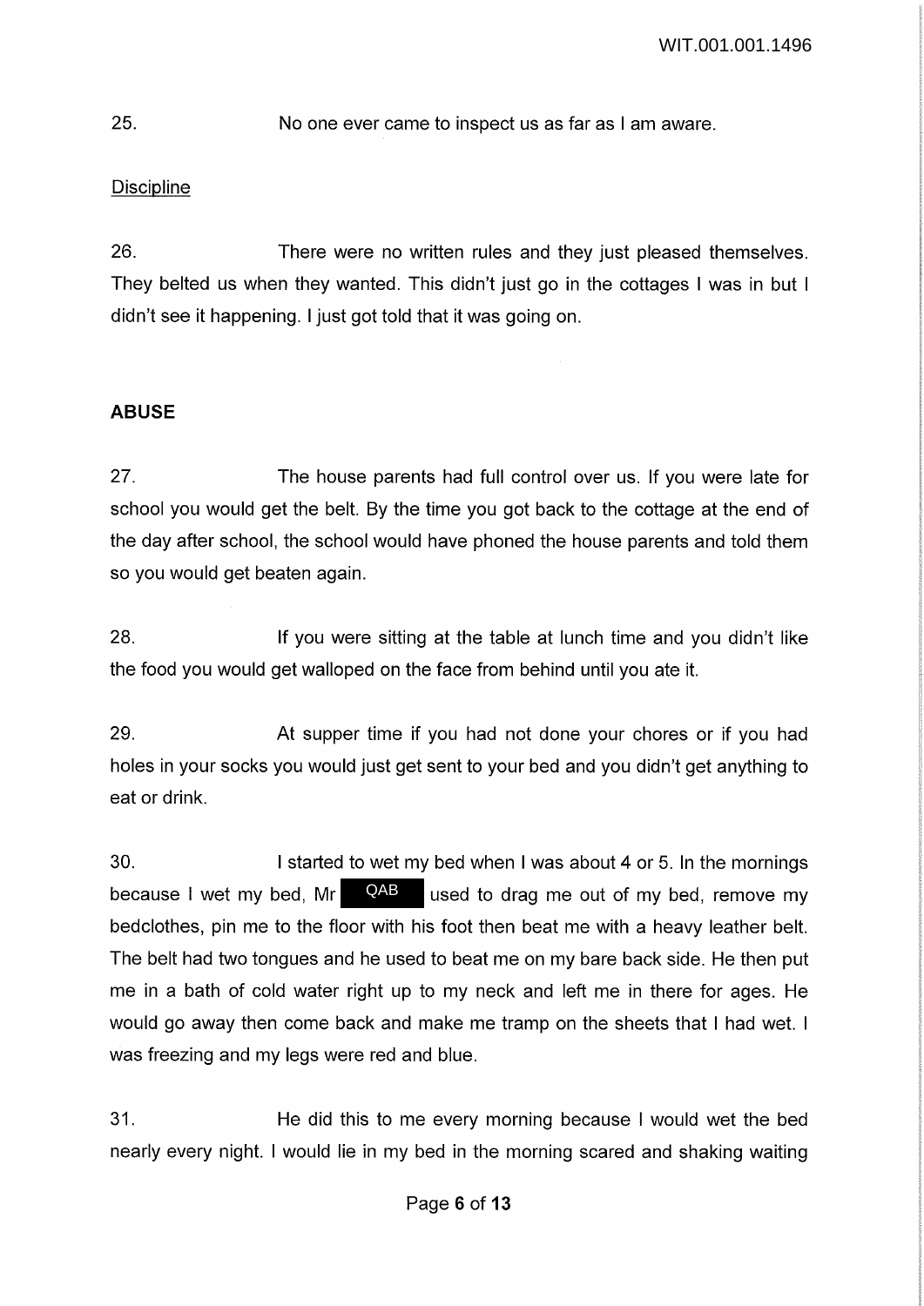25. No one ever came to inspect us as far as I am aware.

Discipline

26. There were no written rules and they just pleased themselves. They belted us when they wanted. This didn't just go in the cottages I was in but I didn't see it happening. I just got told that it was going on.

**ABUSE**

27. The house parents had full control over us. If you were late for school you would get the belt. By the time you got back to the cottage at the end of the day after school, the school would have phoned the house parents and told them so you would get beaten again.

28. If you were sitting at the table at lunch time and you didn't like the food you would get walloped on the face from behind until you ate it.

29. At supper time if you had not done your chores or if you had holes in your socks you would just get sent to your bed and you didn't get anything to eat or drink.

30. I started to wet my bed when I was about 4 or 5. In the mornings because I wet my bed, Mr QAB used to drag me out of my bed, remove my bedclothes, pin me to the floor with his foot then beat me with a heavy leather belt. The belt had two tongues and he used to beat me on my bare back side. He then put me in a bath of cold water right up to my neck and left me in there for ages. He would go away then come back and make me tramp on the sheets that I had wet. I was freezing and my legs were red and blue.

31. He did this to me every morning because I would wet the bed nearly every night. I would lie in my bed in the morning scared and shaking waiting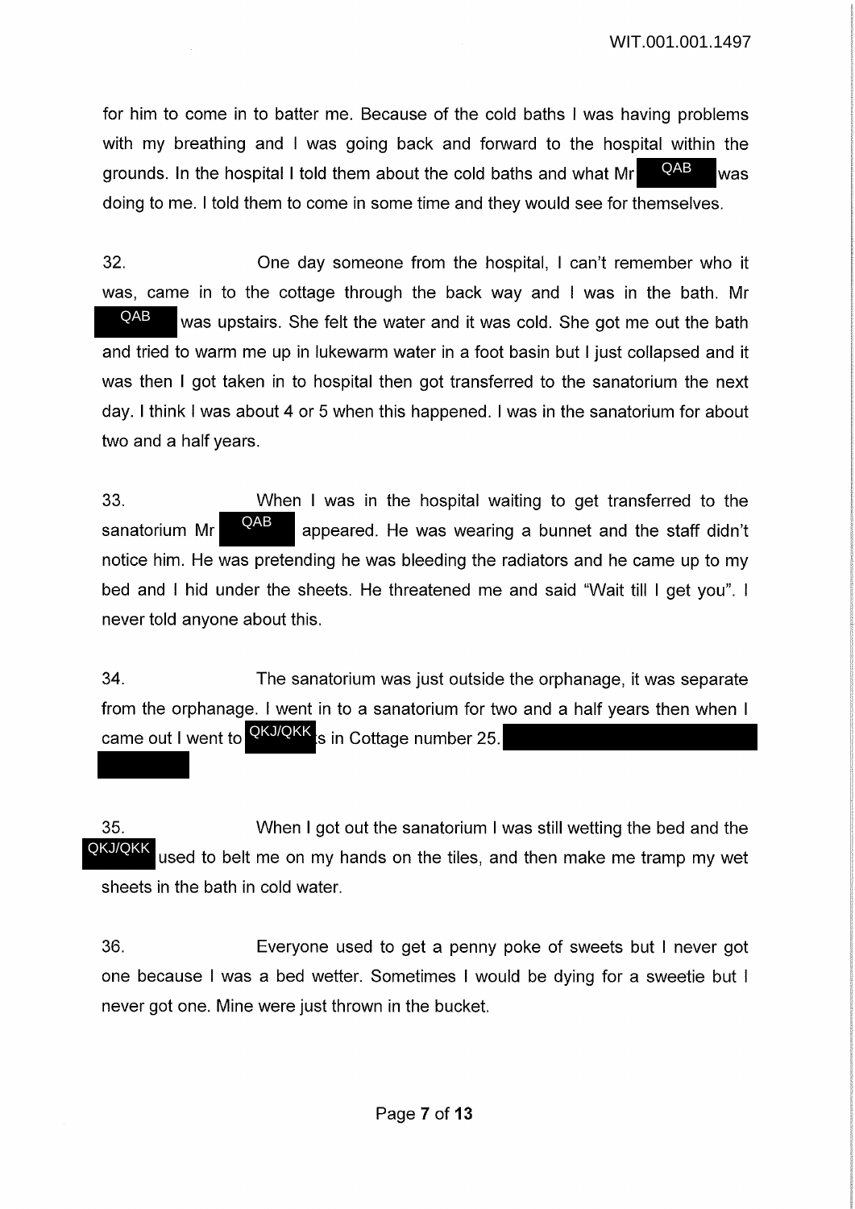for him to come in to batter me. Because of the cold baths I was having problems with my breathing and I was going back and forward to the hospital within the grounds. In the hospital I told them about the cold baths and what Mr QAB was doing to me. I told them to come in some time and they would see for themselves.

32. One day someone from the hospital, I can't remember who it was, came in to the cottage through the back way and I was in the bath. Mr QAB was upstairs. She felt the water and it was cold. She got me out the bath and tried to warm me up in lukewarm water in a foot basin but I just collapsed and it was then I got taken in to hospital then got transferred to the sanatorium the next day. I think I was about 4 or 5 when this happened. I was in the sanatorium for about two and a half years.

33. When I was in the hospital waiting to get transferred to the sanatorium Mr QAB appeared. He was wearing a bunnet and the staff didn't notice him. He was pretending he was bleeding the radiators and he came up to my bed and I hid under the sheets. He threatened me and said "Wait till I get you". I never told anyone about this.

34. The sanatorium was just outside the orphanage, it was separate from the orphanage. I went in to a sanatorium for two and a half years then when I came out I went to QKJ/QKKs in Cottage number 25.

35. When I got out the sanatorium I was still wetting the bed and the QKJ/QKK used to belt me on my hands on the tiles, and then make me tramp my wet sheets in the bath in cold water.

36. Everyone used to get a penny poke of sweets but I never got one because I was a bed wetter. Sometimes I would be dying for a sweetie but I never got one. Mine were just thrown in the bucket.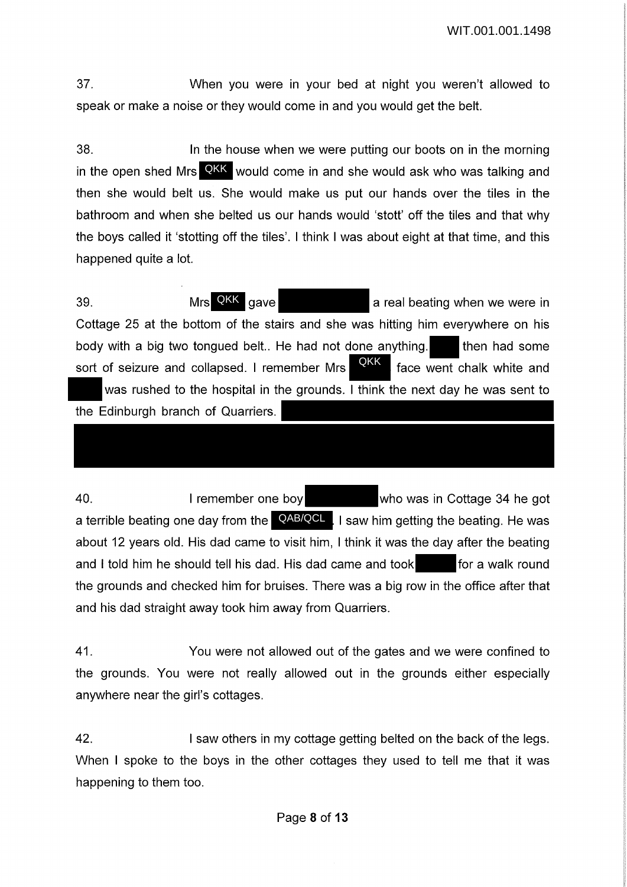37. When you were in your bed at night you weren't allowed to speak or make a noise or they would come in and you would get the belt.

38. In the house when we were putting our boots on in the morning in the open shed Mrs QKK would come in and she would ask who was talking and then she would belt us. She would make us put our hands over the tiles in the bathroom and when she belted us our hands would 'stott' off the tiles and that why the boys called it 'stotting off the tiles'. I think I was about eight at that time, and this happened quite a lot.

39. Mrs QKK gave [redacted] a real beating when we were in Cottage 25 at the bottom of the stairs and she was hitting him everywhere on his body with a big two tongued belt.. He had not done anything. [redacted] then had some sort of seizure and collapsed. I remember Mrs QKK face went chalk white and [redacted] was rushed to the hospital in the grounds. I think the next day he was sent to the Edinburgh branch of Quarriers. [redacted]

40. I remember one boy [redacted] who was in Cottage 34 he got a terrible beating one day from the QAB/QCL. I saw him getting the beating. He was about 12 years old. His dad came to visit him, I think it was the day after the beating and I told him he should tell his dad. His dad came and took [redacted] for a walk round the grounds and checked him for bruises. There was a big row in the office after that and his dad straight away took him away from Quarriers.

41. You were not allowed out of the gates and we were confined to the grounds. You were not really allowed out in the grounds either especially anywhere near the girl's cottages.

42. I saw others in my cottage getting belted on the back of the legs. When I spoke to the boys in the other cottages they used to tell me that it was happening to them too.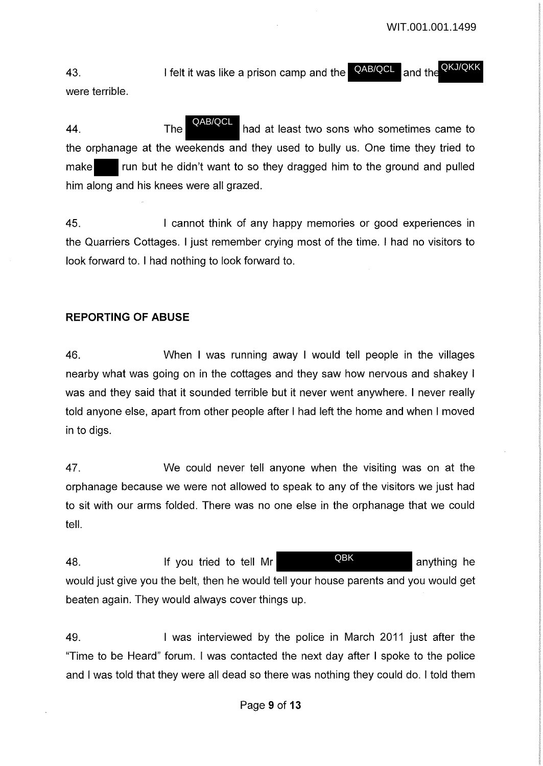43. I felt it was like a prison camp and the QAB/QCL and the QKJ/QKK were terrible.

44. The QAB/QCL had at least two sons who sometimes came to the orphanage at the weekends and they used to bully us. One time they tried to make ■ run but he didn't want to so they dragged him to the ground and pulled him along and his knees were all grazed.

45. I cannot think of any happy memories or good experiences in the Quarriers Cottages. I just remember crying most of the time. I had no visitors to look forward to. I had nothing to look forward to.

## REPORTING OF ABUSE

46. When I was running away I would tell people in the villages nearby what was going on in the cottages and they saw how nervous and shakey I was and they said that it sounded terrible but it never went anywhere. I never really told anyone else, apart from other people after I had left the home and when I moved in to digs.

47. We could never tell anyone when the visiting was on at the orphanage because we were not allowed to speak to any of the visitors we just had to sit with our arms folded. There was no one else in the orphanage that we could tell.

48. If you tried to tell Mr QBK anything he would just give you the belt, then he would tell your house parents and you would get beaten again. They would always cover things up.

49. I was interviewed by the police in March 2011 just after the "Time to be Heard" forum. I was contacted the next day after I spoke to the police and I was told that they were all dead so there was nothing they could do. I told them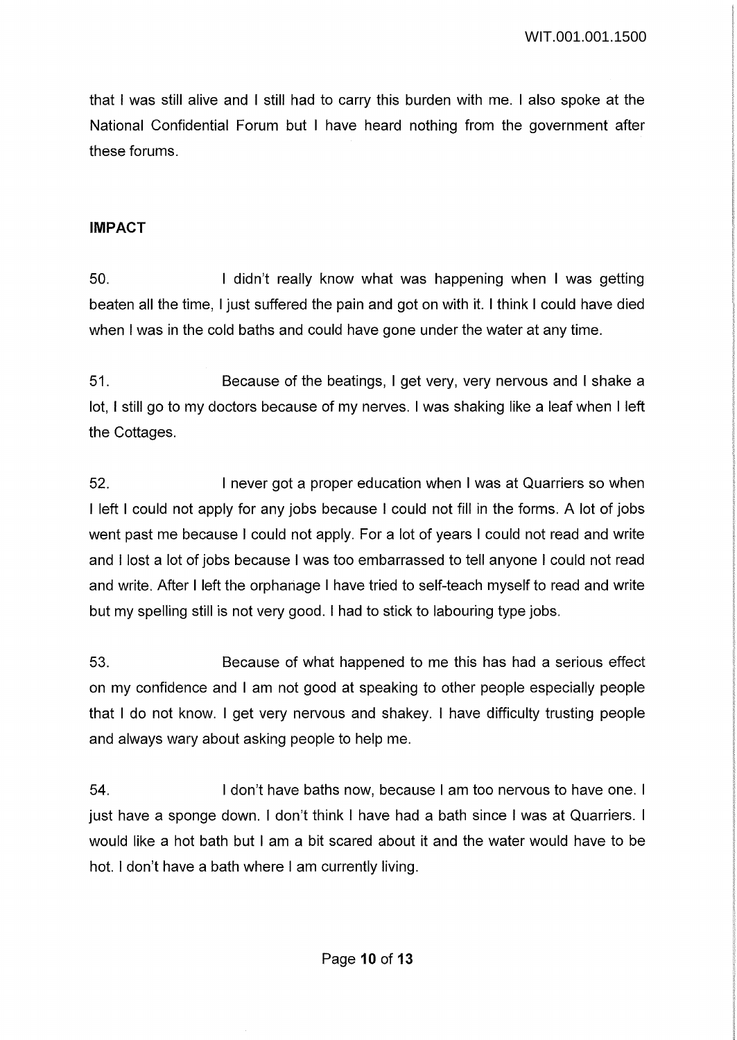that I was still alive and I still had to carry this burden with me. I also spoke at the National Confidential Forum but I have heard nothing from the government after these forums.

## IMPACT

50. I didn't really know what was happening when I was getting beaten all the time, I just suffered the pain and got on with it. I think I could have died when I was in the cold baths and could have gone under the water at any time.

51. Because of the beatings, I get very, very nervous and I shake a lot, I still go to my doctors because of my nerves. I was shaking like a leaf when I left the Cottages.

52. I never got a proper education when I was at Quarriers so when I left I could not apply for any jobs because I could not fill in the forms. A lot of jobs went past me because I could not apply. For a lot of years I could not read and write and I lost a lot of jobs because I was too embarrassed to tell anyone I could not read and write. After I left the orphanage I have tried to self-teach myself to read and write but my spelling still is not very good. I had to stick to labouring type jobs.

53. Because of what happened to me this has had a serious effect on my confidence and I am not good at speaking to other people especially people that I do not know. I get very nervous and shakey. I have difficulty trusting people and always wary about asking people to help me.

54. I don't have baths now, because I am too nervous to have one. I just have a sponge down. I don't think I have had a bath since I was at Quarriers. I would like a hot bath but I am a bit scared about it and the water would have to be hot. I don't have a bath where I am currently living.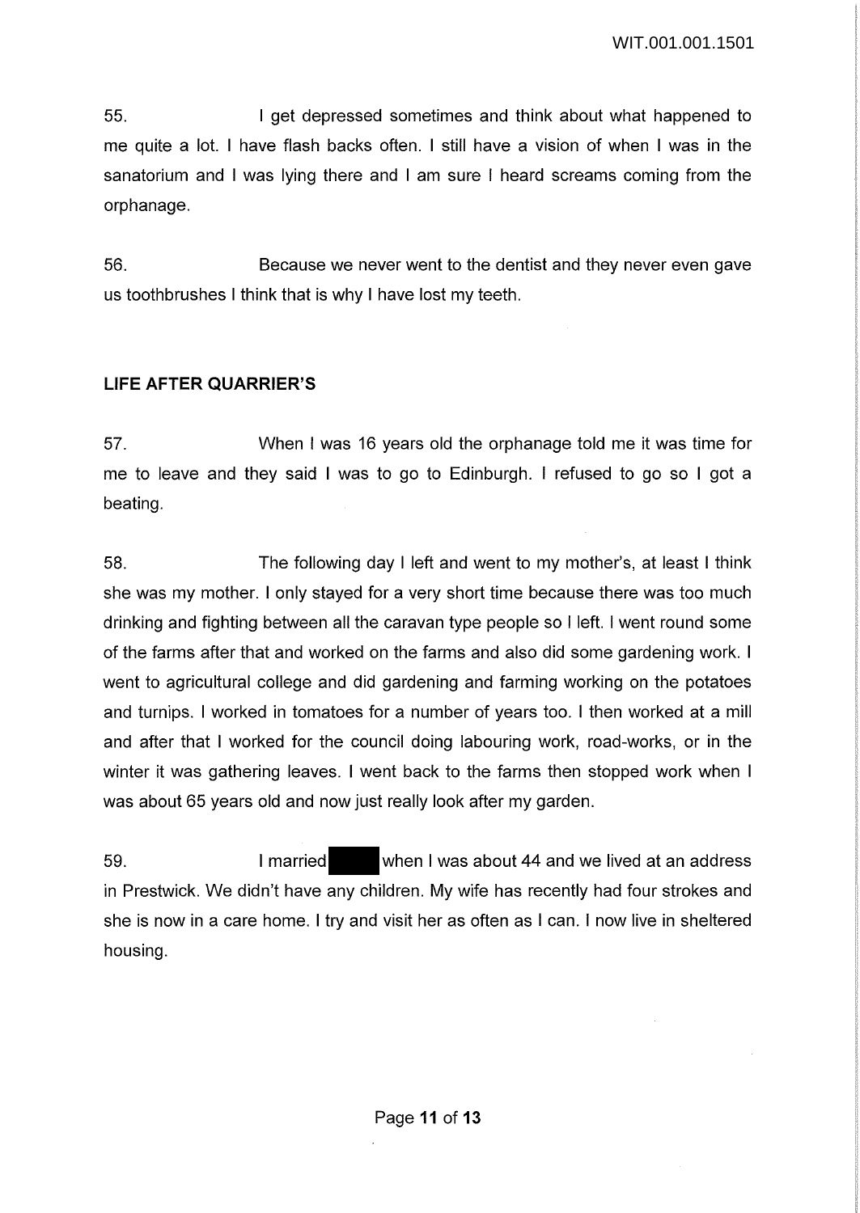55. I get depressed sometimes and think about what happened to me quite a lot. I have flash backs often. I still have a vision of when I was in the sanatorium and I was lying there and I am sure I heard screams coming from the orphanage.

56. Because we never went to the dentist and they never even gave us toothbrushes I think that is why I have lost my teeth.

### LIFE AFTER QUARRIER'S

57. When I was 16 years old the orphanage told me it was time for me to leave and they said I was to go to Edinburgh. I refused to go so I got a beating.

58. The following day I left and went to my mother's, at least I think she was my mother. I only stayed for a very short time because there was too much drinking and fighting between all the caravan type people so I left. I went round some of the farms after that and worked on the farms and also did some gardening work. I went to agricultural college and did gardening and farming working on the potatoes and turnips. I worked in tomatoes for a number of years too. I then worked at a mill and after that I worked for the council doing labouring work, road-works, or in the winter it was gathering leaves. I went back to the farms then stopped work when I was about 65 years old and now just really look after my garden.

59. I married ██████ when I was about 44 and we lived at an address in Prestwick. We didn't have any children. My wife has recently had four strokes and she is now in a care home. I try and visit her as often as I can. I now live in sheltered housing.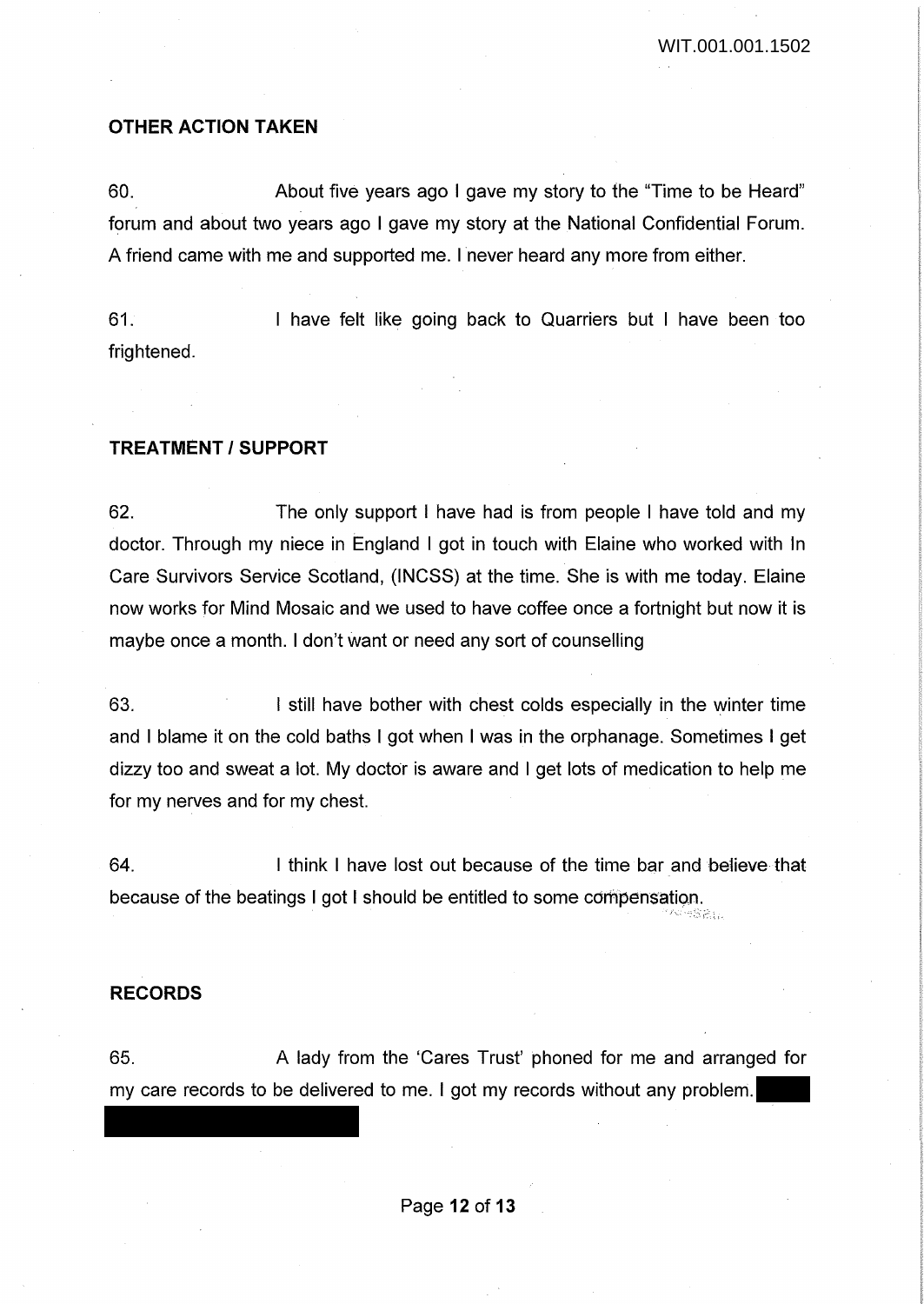WIT.001.001.1502

## OTHER ACTION TAKEN

60. About five years ago I gave my story to the "Time to be Heard" forum and about two years ago I gave my story at the National Confidential Forum. A friend came with me and supported me. I never heard any more from either.

61. I have felt like going back to Quarriers but I have been too frightened.

## TREATMENT / SUPPORT

62. The only support I have had is from people I have told and my doctor. Through my niece in England I got in touch with Elaine who worked with In Care Survivors Service Scotland, (INCSS) at the time. She is with me today. Elaine now works for Mind Mosaic and we used to have coffee once a fortnight but now it is maybe once a month. I don't want or need any sort of counselling

63. I still have bother with chest colds especially in the winter time and I blame it on the cold baths I got when I was in the orphanage. Sometimes I get dizzy too and sweat a lot. My doctor is aware and I get lots of medication to help me for my nerves and for my chest.

64. I think I have lost out because of the time bar and believe that because of the beatings I got I should be entitled to some compensation.

## RECORDS

65. A lady from the 'Cares Trust' phoned for me and arranged for my care records to be delivered to me. I got my records without any problem.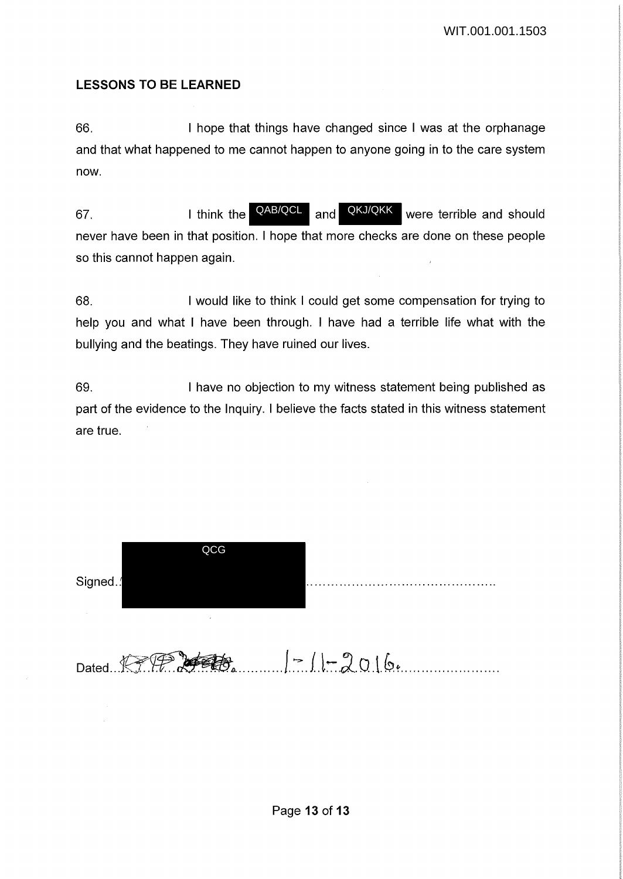## LESSONS TO BE LEARNED

66. I hope that things have changed since I was at the orphanage and that what happened to me cannot happen to anyone going in to the care system now.

67. I think the QAB/QCL and QKJ/QKK were terrible and should never have been in that position. I hope that more checks are done on these people so this cannot happen again.

68. I would like to think I could get some compensation for trying to help you and what I have been through. I have had a terrible life what with the bullying and the beatings. They have ruined our lives.

69. I have no objection to my witness statement being published as part of the evidence to the Inquiry. I believe the facts stated in this witness statement are true.

Signed. QCG ............................................

Dated........................1-11-2016.........................